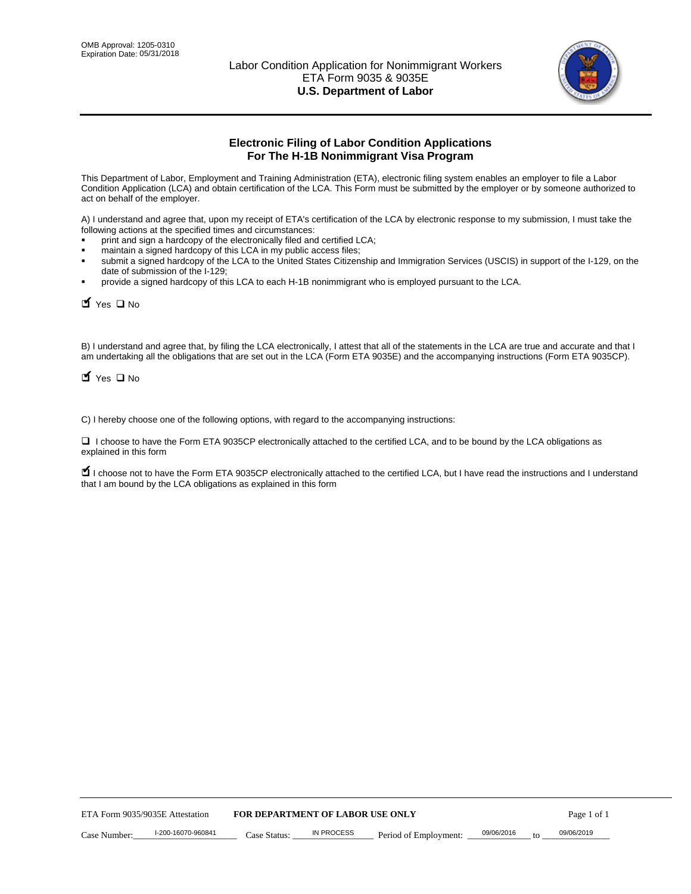OMB Approval: 1205-0310
Expiration Date: 05/31/2018

Labor Condition Application for Nonimmigrant Workers
ETA Form 9035 & 9035E
**U.S. Department of Labor**

## Electronic Filing of Labor Condition Applications For The H-1B Nonimmigrant Visa Program

This Department of Labor, Employment and Training Administration (ETA), electronic filing system enables an employer to file a Labor Condition Application (LCA) and obtain certification of the LCA. This Form must be submitted by the employer or by someone authorized to act on behalf of the employer.

A) I understand and agree that, upon my receipt of ETA's certification of the LCA by electronic response to my submission, I must take the following actions at the specified times and circumstances:

- print and sign a hardcopy of the electronically filed and certified LCA;
- maintain a signed hardcopy of this LCA in my public access files;
- submit a signed hardcopy of the LCA to the United States Citizenship and Immigration Services (USCIS) in support of the I-129, on the date of submission of the I-129;
- provide a signed hardcopy of this LCA to each H-1B nonimmigrant who is employed pursuant to the LCA.

☑ Yes ☐ No

B) I understand and agree that, by filing the LCA electronically, I attest that all of the statements in the LCA are true and accurate and that I am undertaking all the obligations that are set out in the LCA (Form ETA 9035E) and the accompanying instructions (Form ETA 9035CP).

☑ Yes ☐ No

C) I hereby choose one of the following options, with regard to the accompanying instructions:

☐ I choose to have the Form ETA 9035CP electronically attached to the certified LCA, and to be bound by the LCA obligations as explained in this form

☑ I choose not to have the Form ETA 9035CP electronically attached to the certified LCA, but I have read the instructions and I understand that I am bound by the LCA obligations as explained in this form

ETA Form 9035/9035E Attestation **FOR DEPARTMENT OF LABOR USE ONLY**

Case Number: I-200-16070-960841 Case Status: IN PROCESS Period of Employment: 09/06/2016 to 09/06/2019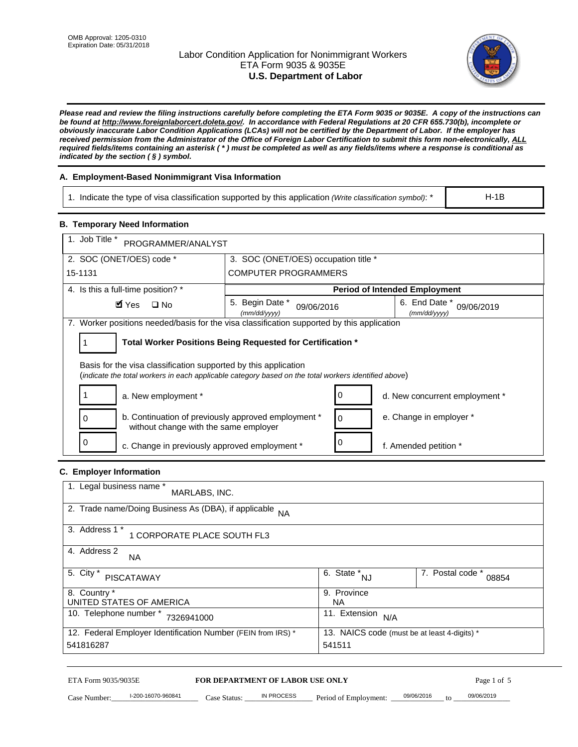OMB Approval: 1205-0310
Expiration Date: 05/31/2018

# Labor Condition Application for Nonimmigrant Workers
## ETA Form 9035 & 9035E
## U.S. Department of Labor

***Please read and review the filing instructions carefully before completing the ETA Form 9035 or 9035E. A copy of the instructions can be found at http://www.foreignlaborcert.doleta.gov/. In accordance with Federal Regulations at 20 CFR 655.730(b), incomplete or obviously inaccurate Labor Condition Applications (LCAs) will not be certified by the Department of Labor. If the employer has received permission from the Administrator of the Office of Foreign Labor Certification to submit this form non-electronically, ALL required fields/items containing an asterisk ( * ) must be completed as well as any fields/items where a response is conditional as indicated by the section ( § ) symbol.***

### A. Employment-Based Nonimmigrant Visa Information

| 1. Indicate the type of visa classification supported by this application *(Write classification symbol)*: * | H-1B |
|---|---|

### B. Temporary Need Information

| 1. Job Title * PROGRAMMER/ANALYST | | |
|---|---|---|
| 2. SOC (ONET/OES) code * 15-1131 | 3. SOC (ONET/OES) occupation title * COMPUTER PROGRAMMERS | |
| 4. Is this a full-time position? * ☑ Yes ☐ No | **Period of Intended Employment** | |
| | 5. Begin Date * *(mm/dd/yyyy)* 09/06/2016 | 6. End Date * *(mm/dd/yyyy)* 09/06/2019 |

7. Worker positions needed/basis for the visa classification supported by this application

1 — **Total Worker Positions Being Requested for Certification ***

Basis for the visa classification supported by this application
(*indicate the total workers in each applicable category based on the total workers identified above*)

| | | | |
|---|---|---|---|
| 1 | a. New employment * | 0 | d. New concurrent employment * |
| 0 | b. Continuation of previously approved employment * without change with the same employer | 0 | e. Change in employer * |
| 0 | c. Change in previously approved employment * | 0 | f. Amended petition * |

### C. Employer Information

| 1. Legal business name * MARLABS, INC. | | |
|---|---|---|
| 2. Trade name/Doing Business As (DBA), if applicable NA | | |
| 3. Address 1 * 1 CORPORATE PLACE SOUTH FL3 | | |
| 4. Address 2 NA | | |
| 5. City * PISCATAWAY | 6. State * NJ | 7. Postal code * 08854 |
| 8. Country * UNITED STATES OF AMERICA | 9. Province NA | |
| 10. Telephone number * 7326941000 | 11. Extension N/A | |
| 12. Federal Employer Identification Number (FEIN from IRS) * 541816287 | 13. NAICS code (must be at least 4-digits) * 541511 | |

ETA Form 9035/9035E — **FOR DEPARTMENT OF LABOR USE ONLY**

Case Number: I-200-16070-960841 Case Status: IN PROCESS Period of Employment: 09/06/2016 to 09/06/2019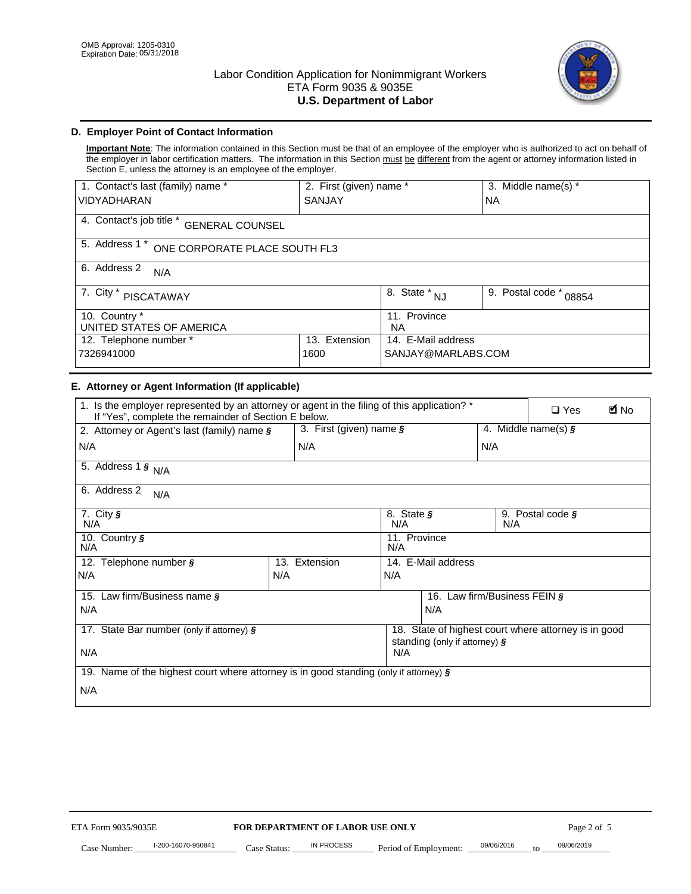OMB Approval: 1205-0310
Expiration Date: 05/31/2018

# Labor Condition Application for Nonimmigrant Workers
ETA Form 9035 & 9035E
**U.S. Department of Labor**

## D. Employer Point of Contact Information

**Important Note**: The information contained in this Section must be that of an employee of the employer who is authorized to act on behalf of the employer in labor certification matters. The information in this Section must be different from the agent or attorney information listed in Section E, unless the attorney is an employee of the employer.

| 1. Contact's last (family) name * | 2. First (given) name * | 3. Middle name(s) * |
|---|---|---|
| VIDYADHARAN | SANJAY | NA |

| 4. Contact's job title * GENERAL COUNSEL |
|---|
| 5. Address 1 * ONE CORPORATE PLACE SOUTH FL3 |
| 6. Address 2 N/A |

| 7. City * PISCATAWAY | 8. State * NJ | 9. Postal code * 08854 |
|---|---|---|

| 10. Country * UNITED STATES OF AMERICA | | 11. Province NA |
|---|---|---|
| 12. Telephone number * | 13. Extension | 14. E-Mail address |
| 7326941000 | 1600 | SANJAY@MARLABS.COM |

## E. Attorney or Agent Information (If applicable)

| 1. Is the employer represented by an attorney or agent in the filing of this application? * If "Yes", complete the remainder of Section E below. | ☐ Yes | ☑ No |
|---|---|---|

| 2. Attorney or Agent's last (family) name § | 3. First (given) name § | 4. Middle name(s) § |
|---|---|---|
| N/A | N/A | N/A |

| 5. Address 1 § N/A |
|---|
| 6. Address 2 N/A |

| 7. City § N/A | 8. State § N/A | 9. Postal code § N/A |
|---|---|---|

| 10. Country § N/A | | 11. Province N/A |
|---|---|---|
| 12. Telephone number § | 13. Extension | 14. E-Mail address |
| N/A | N/A | N/A |

| 15. Law firm/Business name § | 16. Law firm/Business FEIN § |
|---|---|
| N/A | N/A |

| 17. State Bar number (only if attorney) § | 18. State of highest court where attorney is in good standing (only if attorney) § |
|---|---|
| N/A | N/A |

| 19. Name of the highest court where attorney is in good standing (only if attorney) § |
|---|
| N/A |

ETA Form 9035/9035E **FOR DEPARTMENT OF LABOR USE ONLY**

Case Number: I-200-16070-960841 Case Status: IN PROCESS Period of Employment: 09/06/2016 to 09/06/2019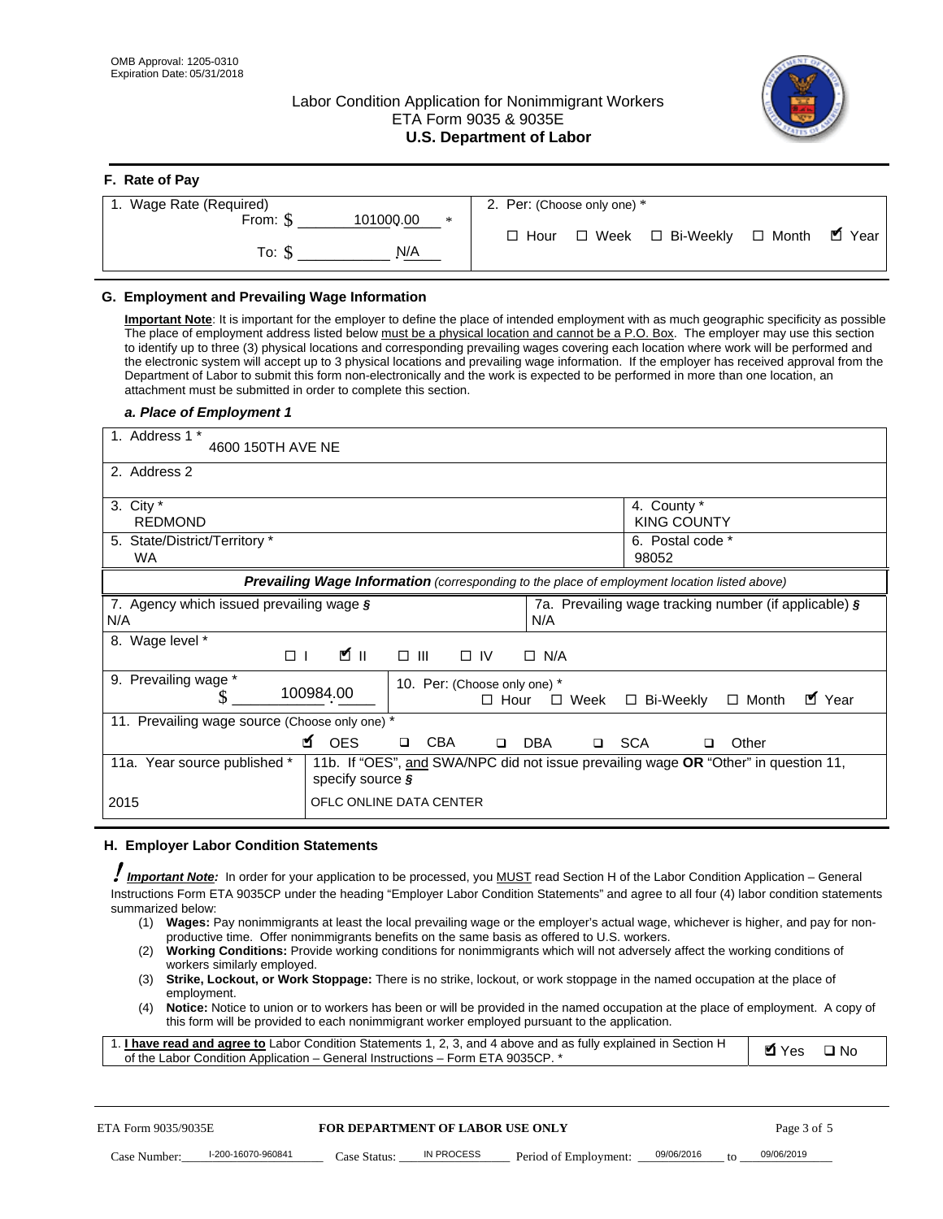OMB Approval: 1205-0310
Expiration Date: 05/31/2018

# Labor Condition Application for Nonimmigrant Workers
## ETA Form 9035 & 9035E
## U.S. Department of Labor

### F. Rate of Pay

| 1. Wage Rate (Required) | 2. Per: (Choose only one) * |
|---|---|
| From: $ 101000.00 * | ☐ Hour ☐ Week ☐ Bi-Weekly ☐ Month ☑ Year |
| To: $ N/A | |

### G. Employment and Prevailing Wage Information

**Important Note**: It is important for the employer to define the place of intended employment with as much geographic specificity as possible The place of employment address listed below must be a physical location and cannot be a P.O. Box. The employer may use this section to identify up to three (3) physical locations and corresponding prevailing wages covering each location where work will be performed and the electronic system will accept up to 3 physical locations and prevailing wage information. If the employer has received approval from the Department of Labor to submit this form non-electronically and the work is expected to be performed in more than one location, an attachment must be submitted in order to complete this section.

#### a. Place of Employment 1

| | |
|---|---|
| 1. Address 1 * 4600 150TH AVE NE | |
| 2. Address 2 | |
| 3. City * REDMOND | 4. County * KING COUNTY |
| 5. State/District/Territory * WA | 6. Postal code * 98052 |

***Prevailing Wage Information*** *(corresponding to the place of employment location listed above)*

| | |
|---|---|
| 7. Agency which issued prevailing wage § N/A | 7a. Prevailing wage tracking number (if applicable) § N/A |
| 8. Wage level * ☐ I ☑ II ☐ III ☐ IV ☐ N/A | |
| 9. Prevailing wage * $ 100984.00 | 10. Per: (Choose only one) * ☐ Hour ☐ Week ☐ Bi-Weekly ☐ Month ☑ Year |
| 11. Prevailing wage source (Choose only one) * ☑ OES ☐ CBA ☐ DBA ☐ SCA ☐ Other | |
| 11a. Year source published * 2015 | 11b. If "OES", and SWA/NPC did not issue prevailing wage OR "Other" in question 11, specify source § OFLC ONLINE DATA CENTER |

### H. Employer Labor Condition Statements

***Important Note:*** In order for your application to be processed, you MUST read Section H of the Labor Condition Application – General Instructions Form ETA 9035CP under the heading "Employer Labor Condition Statements" and agree to all four (4) labor condition statements summarized below:

1. **Wages:** Pay nonimmigrants at least the local prevailing wage or the employer's actual wage, whichever is higher, and pay for non-productive time. Offer nonimmigrants benefits on the same basis as offered to U.S. workers.
2. **Working Conditions:** Provide working conditions for nonimmigrants which will not adversely affect the working conditions of workers similarly employed.
3. **Strike, Lockout, or Work Stoppage:** There is no strike, lockout, or work stoppage in the named occupation at the place of employment.
4. **Notice:** Notice to union or to workers has been or will be provided in the named occupation at the place of employment. A copy of this form will be provided to each nonimmigrant worker employed pursuant to the application.

| | |
|---|---|
| 1. **I have read and agree to** Labor Condition Statements 1, 2, 3, and 4 above and as fully explained in Section H of the Labor Condition Application – General Instructions – Form ETA 9035CP. * | ☑ Yes ☐ No |

ETA Form 9035/9035E — **FOR DEPARTMENT OF LABOR USE ONLY**

Case Number: I-200-16070-960841 Case Status: IN PROCESS Period of Employment: 09/06/2016 to 09/06/2019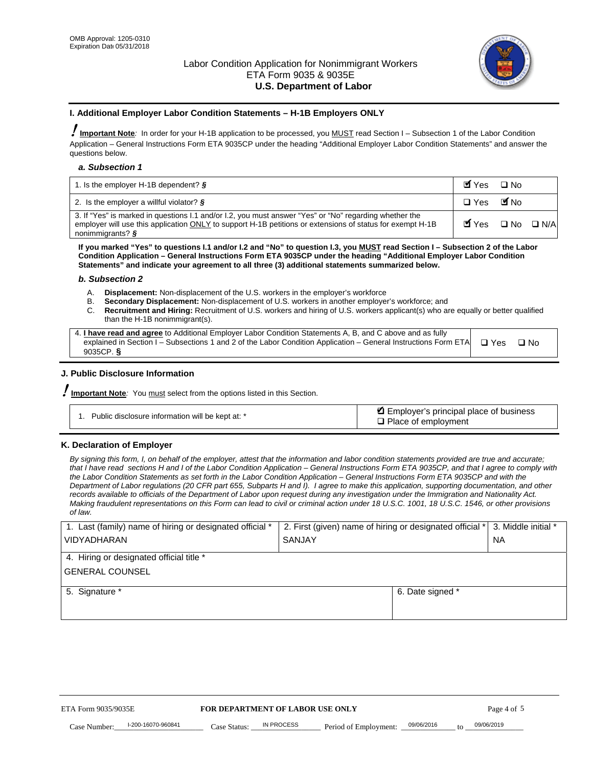OMB Approval: 1205-0310
Expiration Date 05/31/2018

Labor Condition Application for Nonimmigrant Workers
ETA Form 9035 & 9035E
**U.S. Department of Labor**

## I. Additional Employer Labor Condition Statements – H-1B Employers ONLY

**Important Note**: In order for your H-1B application to be processed, you MUST read Section I – Subsection 1 of the Labor Condition Application – General Instructions Form ETA 9035CP under the heading "Additional Employer Labor Condition Statements" and answer the questions below.

### *a. Subsection 1*

| | |
|---|---|
| 1. Is the employer H-1B dependent? § | ☑ Yes ☐ No |
| 2. Is the employer a willful violator? § | ☐ Yes ☑ No |
| 3. If "Yes" is marked in questions I.1 and/or I.2, you must answer "Yes" or "No" regarding whether the employer will use this application ONLY to support H-1B petitions or extensions of status for exempt H-1B nonimmigrants? § | ☑ Yes ☐ No ☐ N/A |

**If you marked "Yes" to questions I.1 and/or I.2 and "No" to question I.3, you MUST read Section I – Subsection 2 of the Labor Condition Application – General Instructions Form ETA 9035CP under the heading "Additional Employer Labor Condition Statements" and indicate your agreement to all three (3) additional statements summarized below.**

### *b. Subsection 2*

A. **Displacement:** Non-displacement of the U.S. workers in the employer's workforce
B. **Secondary Displacement:** Non-displacement of U.S. workers in another employer's workforce; and
C. **Recruitment and Hiring:** Recruitment of U.S. workers and hiring of U.S. workers applicant(s) who are equally or better qualified than the H-1B nonimmigrant(s).

| | |
|---|---|
| 4. **I have read and agree** to Additional Employer Labor Condition Statements A, B, and C above and as fully explained in Section I – Subsections 1 and 2 of the Labor Condition Application – General Instructions Form ETA 9035CP. § | ☐ Yes ☐ No |

## J. Public Disclosure Information

**Important Note**: You must select from the options listed in this Section.

| | |
|---|---|
| 1. Public disclosure information will be kept at: * | ☑ Employer's principal place of business<br>☐ Place of employment |

## K. Declaration of Employer

*By signing this form, I, on behalf of the employer, attest that the information and labor condition statements provided are true and accurate; that I have read sections H and I of the Labor Condition Application – General Instructions Form ETA 9035CP, and that I agree to comply with the Labor Condition Statements as set forth in the Labor Condition Application – General Instructions Form ETA 9035CP and with the Department of Labor regulations (20 CFR part 655, Subparts H and I). I agree to make this application, supporting documentation, and other records available to officials of the Department of Labor upon request during any investigation under the Immigration and Nationality Act. Making fraudulent representations on this Form can lead to civil or criminal action under 18 U.S.C. 1001, 18 U.S.C. 1546, or other provisions of law.*

| 1. Last (family) name of hiring or designated official * | 2. First (given) name of hiring or designated official * | 3. Middle initial * |
|---|---|---|
| VIDYADHARAN | SANJAY | NA |
| 4. Hiring or designated official title * | | |
| GENERAL COUNSEL | | |
| 5. Signature * | 6. Date signed * | |
| | | |

ETA Form 9035/9035E | **FOR DEPARTMENT OF LABOR USE ONLY**

Case Number: I-200-16070-960841 Case Status: IN PROCESS Period of Employment: 09/06/2016 to 09/06/2019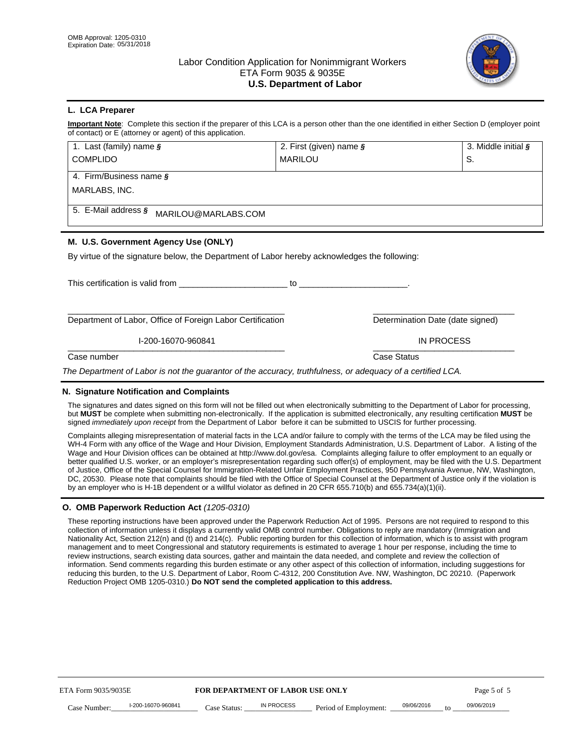OMB Approval: 1205-0310
Expiration Date: 05/31/2018

Labor Condition Application for Nonimmigrant Workers
ETA Form 9035 & 9035E
**U.S. Department of Labor**

## L. LCA Preparer

**Important Note**: Complete this section if the preparer of this LCA is a person other than the one identified in either Section D (employer point of contact) or E (attorney or agent) of this application.

| 1. Last (family) name § | 2. First (given) name § | 3. Middle initial § |
|---|---|---|
| COMPLIDO | MARILOU | S. |

4. Firm/Business name §
MARLABS, INC.

5. E-Mail address § MARILOU@MARLABS.COM

## M. U.S. Government Agency Use (ONLY)

By virtue of the signature below, the Department of Labor hereby acknowledges the following:

This certification is valid from ______________________ to ______________________.

Department of Labor, Office of Foreign Labor Certification

Determination Date (date signed)

I-200-16070-960841
Case number

IN PROCESS
Case Status

*The Department of Labor is not the guarantor of the accuracy, truthfulness, or adequacy of a certified LCA.*

## N. Signature Notification and Complaints

The signatures and dates signed on this form will not be filled out when electronically submitting to the Department of Labor for processing, but **MUST** be complete when submitting non-electronically. If the application is submitted electronically, any resulting certification **MUST** be signed *immediately upon receipt* from the Department of Labor before it can be submitted to USCIS for further processing.

Complaints alleging misrepresentation of material facts in the LCA and/or failure to comply with the terms of the LCA may be filed using the WH-4 Form with any office of the Wage and Hour Division, Employment Standards Administration, U.S. Department of Labor. A listing of the Wage and Hour Division offices can be obtained at http://www.dol.gov/esa. Complaints alleging failure to offer employment to an equally or better qualified U.S. worker, or an employer's misrepresentation regarding such offer(s) of employment, may be filed with the U.S. Department of Justice, Office of the Special Counsel for Immigration-Related Unfair Employment Practices, 950 Pennsylvania Avenue, NW, Washington, DC, 20530. Please note that complaints should be filed with the Office of Special Counsel at the Department of Justice only if the violation is by an employer who is H-1B dependent or a willful violator as defined in 20 CFR 655.710(b) and 655.734(a)(1)(ii).

## O. OMB Paperwork Reduction Act *(1205-0310)*

These reporting instructions have been approved under the Paperwork Reduction Act of 1995. Persons are not required to respond to this collection of information unless it displays a currently valid OMB control number. Obligations to reply are mandatory (Immigration and Nationality Act, Section 212(n) and (t) and 214(c). Public reporting burden for this collection of information, which is to assist with program management and to meet Congressional and statutory requirements is estimated to average 1 hour per response, including the time to review instructions, search existing data sources, gather and maintain the data needed, and complete and review the collection of information. Send comments regarding this burden estimate or any other aspect of this collection of information, including suggestions for reducing this burden, to the U.S. Department of Labor, Room C-4312, 200 Constitution Ave. NW, Washington, DC 20210. (Paperwork Reduction Project OMB 1205-0310.) **Do NOT send the completed application to this address.**

ETA Form 9035/9035E — **FOR DEPARTMENT OF LABOR USE ONLY**

Case Number: I-200-16070-960841 Case Status: IN PROCESS Period of Employment: 09/06/2016 to 09/06/2019